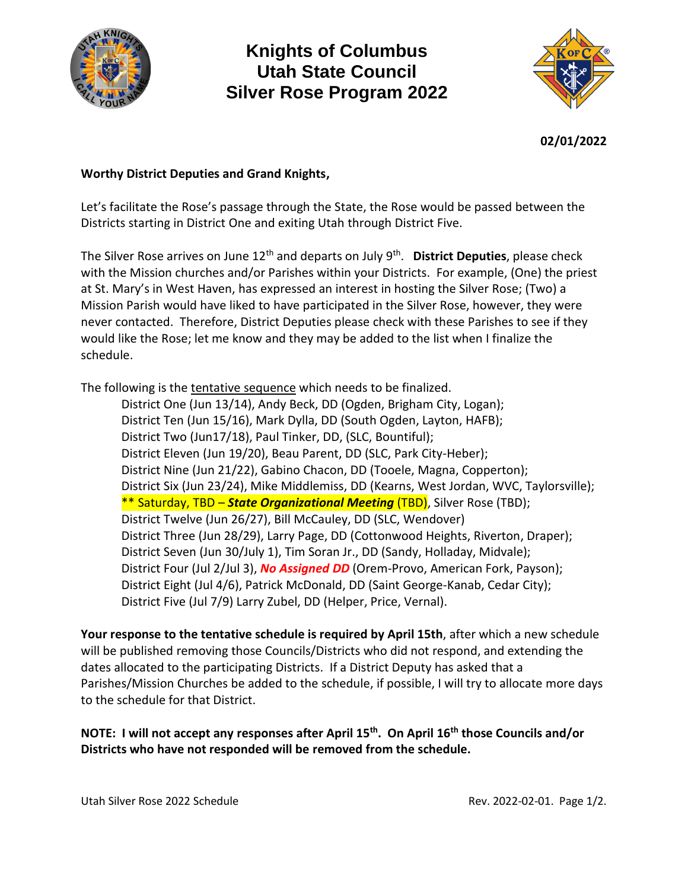# Knights of Columbus Utah State Council Silver Rose Program 2022

**02/01/2022**

**Worthy District Deputies and Grand Knights,**

Let's facilitate the Rose's passage through the State, the Rose would be passed between the Districts starting in District One and exiting Utah through District Five.

The Silver Rose arrives on June 12th and departs on July 9th. **District Deputies**, please check with the Mission churches and/or Parishes within your Districts. For example, (One) the priest at St. Mary's in West Haven, has expressed an interest in hosting the Silver Rose; (Two) a Mission Parish would have liked to have participated in the Silver Rose, however, they were never contacted. Therefore, District Deputies please check with these Parishes to see if they would like the Rose; let me know and they may be added to the list when I finalize the schedule.

The following is the tentative sequence which needs to be finalized.

- District One (Jun 13/14), Andy Beck, DD (Ogden, Brigham City, Logan);
- District Ten (Jun 15/16), Mark Dylla, DD (South Ogden, Layton, HAFB);
- District Two (Jun17/18), Paul Tinker, DD, (SLC, Bountiful);
- District Eleven (Jun 19/20), Beau Parent, DD (SLC, Park City-Heber);
- District Nine (Jun 21/22), Gabino Chacon, DD (Tooele, Magna, Copperton);
- District Six (Jun 23/24), Mike Middlemiss, DD (Kearns, West Jordan, WVC, Taylorsville);
- ** Saturday, TBD – ***State Organizational Meeting*** (TBD), Silver Rose (TBD);
- District Twelve (Jun 26/27), Bill McCauley, DD (SLC, Wendover)
- District Three (Jun 28/29), Larry Page, DD (Cottonwood Heights, Riverton, Draper);
- District Seven (Jun 30/July 1), Tim Soran Jr., DD (Sandy, Holladay, Midvale);
- District Four (Jul 2/Jul 3), ***No Assigned DD*** (Orem-Provo, American Fork, Payson);
- District Eight (Jul 4/6), Patrick McDonald, DD (Saint George-Kanab, Cedar City);
- District Five (Jul 7/9) Larry Zubel, DD (Helper, Price, Vernal).

**Your response to the tentative schedule is required by April 15th**, after which a new schedule will be published removing those Councils/Districts who did not respond, and extending the dates allocated to the participating Districts. If a District Deputy has asked that a Parishes/Mission Churches be added to the schedule, if possible, I will try to allocate more days to the schedule for that District.

**NOTE: I will not accept any responses after April 15th. On April 16th those Councils and/or Districts who have not responded will be removed from the schedule.**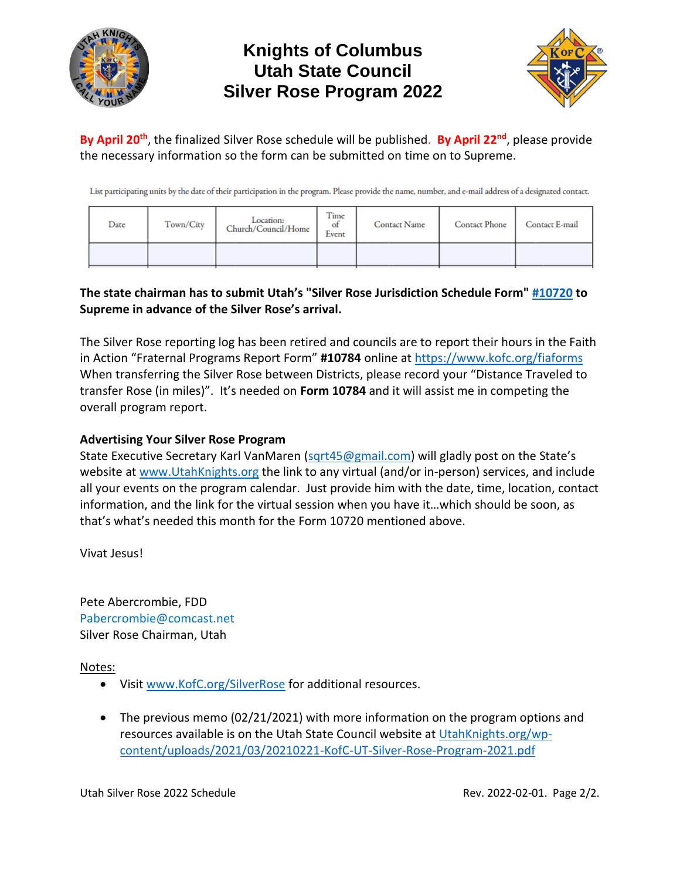# Knights of Columbus
# Utah State Council
# Silver Rose Program 2022

**By April 20th**, the finalized Silver Rose schedule will be published. **By April 22nd**, please provide the necessary information so the form can be submitted on time on to Supreme.

List participating units by the date of their participation in the program. Please provide the name, number, and e-mail address of a designated contact.

| Date | Town/City | Location: Church/Council/Home | Time of Event | Contact Name | Contact Phone | Contact E-mail |
|---|---|---|---|---|---|---|
| | | | | | | |

**The state chairman has to submit Utah's "Silver Rose Jurisdiction Schedule Form" #10720 to Supreme in advance of the Silver Rose's arrival.**

The Silver Rose reporting log has been retired and councils are to report their hours in the Faith in Action "Fraternal Programs Report Form" **#10784** online at https://www.kofc.org/fiaforms When transferring the Silver Rose between Districts, please record your "Distance Traveled to transfer Rose (in miles)". It's needed on **Form 10784** and it will assist me in competing the overall program report.

**Advertising Your Silver Rose Program**

State Executive Secretary Karl VanMaren (sqrt45@gmail.com) will gladly post on the State's website at www.UtahKnights.org the link to any virtual (and/or in-person) services, and include all your events on the program calendar. Just provide him with the date, time, location, contact information, and the link for the virtual session when you have it…which should be soon, as that's what's needed this month for the Form 10720 mentioned above.

Vivat Jesus!

Pete Abercrombie, FDD
Pabercrombie@comcast.net
Silver Rose Chairman, Utah

Notes:

- Visit www.KofC.org/SilverRose for additional resources.
- The previous memo (02/21/2021) with more information on the program options and resources available is on the Utah State Council website at UtahKnights.org/wp-content/uploads/2021/03/20210221-KofC-UT-Silver-Rose-Program-2021.pdf

Utah Silver Rose 2022 Schedule Rev. 2022-02-01.